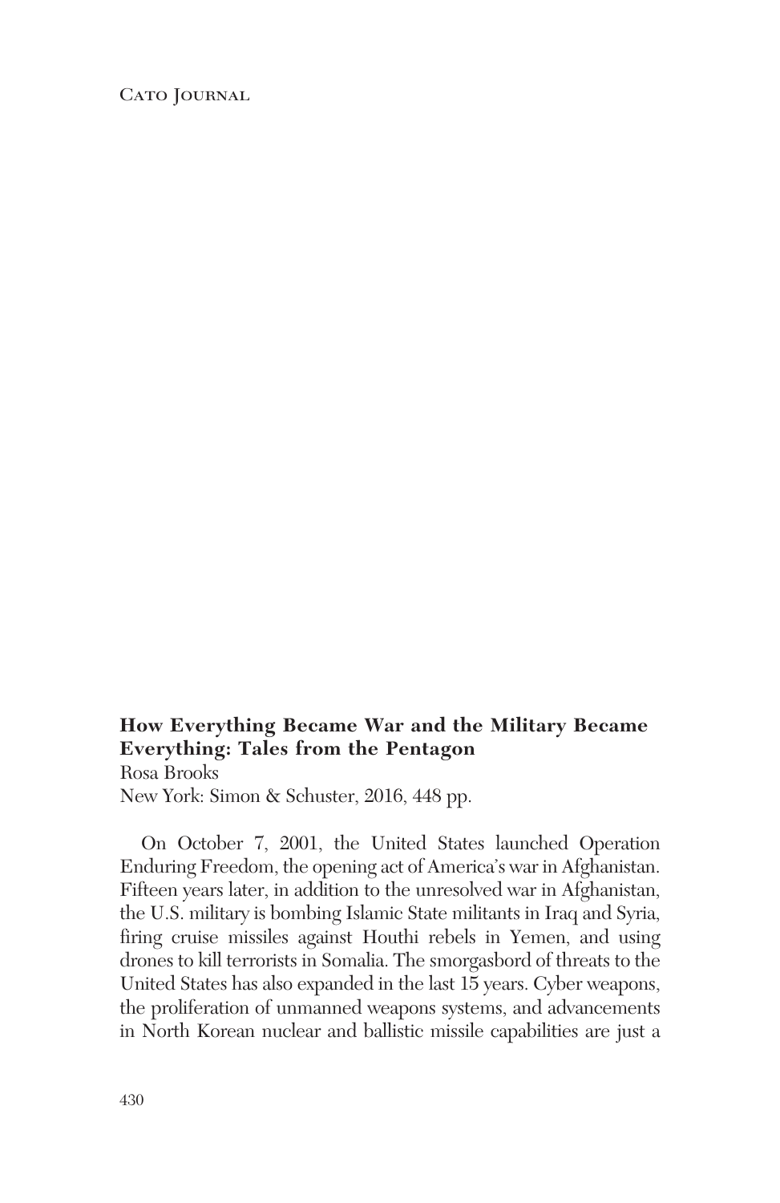**How Everything Became War and the Military Became Everything: Tales from the Pentagon**
Rosa Brooks
New York: Simon & Schuster, 2016, 448 pp.

On October 7, 2001, the United States launched Operation Enduring Freedom, the opening act of America's war in Afghanistan. Fifteen years later, in addition to the unresolved war in Afghanistan, the U.S. military is bombing Islamic State militants in Iraq and Syria, firing cruise missiles against Houthi rebels in Yemen, and using drones to kill terrorists in Somalia. The smorgasbord of threats to the United States has also expanded in the last 15 years. Cyber weapons, the proliferation of unmanned weapons systems, and advancements in North Korean nuclear and ballistic missile capabilities are just a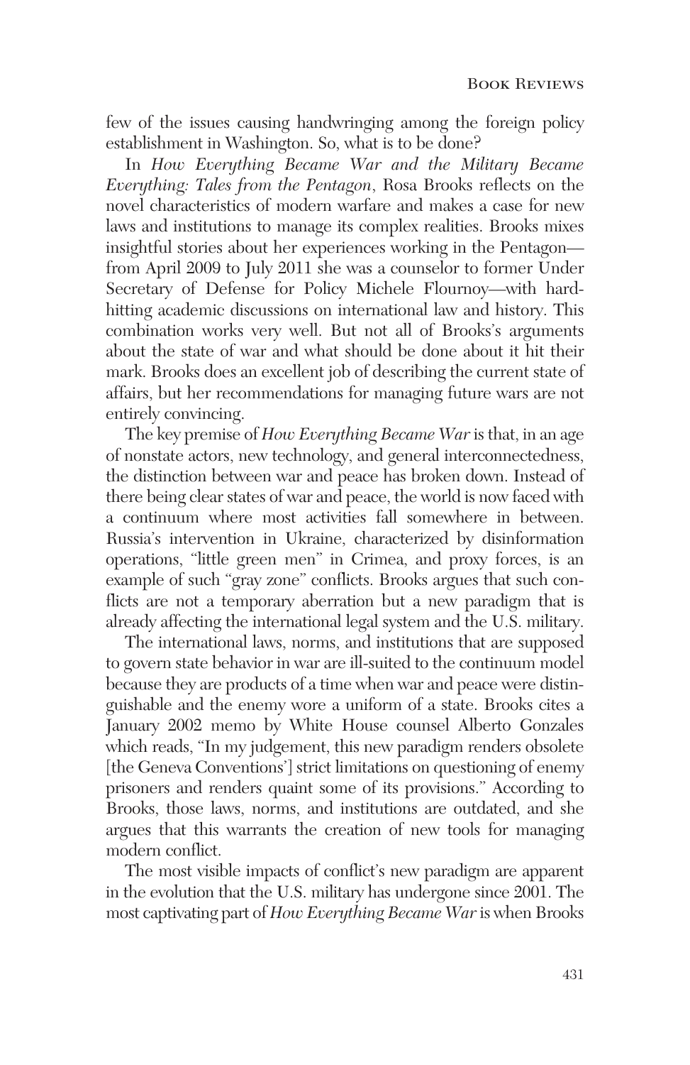few of the issues causing handwringing among the foreign policy establishment in Washington. So, what is to be done?

In *How Everything Became War and the Military Became Everything: Tales from the Pentagon*, Rosa Brooks reflects on the novel characteristics of modern warfare and makes a case for new laws and institutions to manage its complex realities. Brooks mixes insightful stories about her experiences working in the Pentagon—from April 2009 to July 2011 she was a counselor to former Under Secretary of Defense for Policy Michele Flournoy—with hard-hitting academic discussions on international law and history. This combination works very well. But not all of Brooks's arguments about the state of war and what should be done about it hit their mark. Brooks does an excellent job of describing the current state of affairs, but her recommendations for managing future wars are not entirely convincing.

The key premise of *How Everything Became War* is that, in an age of nonstate actors, new technology, and general interconnectedness, the distinction between war and peace has broken down. Instead of there being clear states of war and peace, the world is now faced with a continuum where most activities fall somewhere in between. Russia's intervention in Ukraine, characterized by disinformation operations, "little green men" in Crimea, and proxy forces, is an example of such "gray zone" conflicts. Brooks argues that such conflicts are not a temporary aberration but a new paradigm that is already affecting the international legal system and the U.S. military.

The international laws, norms, and institutions that are supposed to govern state behavior in war are ill-suited to the continuum model because they are products of a time when war and peace were distinguishable and the enemy wore a uniform of a state. Brooks cites a January 2002 memo by White House counsel Alberto Gonzales which reads, "In my judgement, this new paradigm renders obsolete [the Geneva Conventions'] strict limitations on questioning of enemy prisoners and renders quaint some of its provisions." According to Brooks, those laws, norms, and institutions are outdated, and she argues that this warrants the creation of new tools for managing modern conflict.

The most visible impacts of conflict's new paradigm are apparent in the evolution that the U.S. military has undergone since 2001. The most captivating part of *How Everything Became War* is when Brooks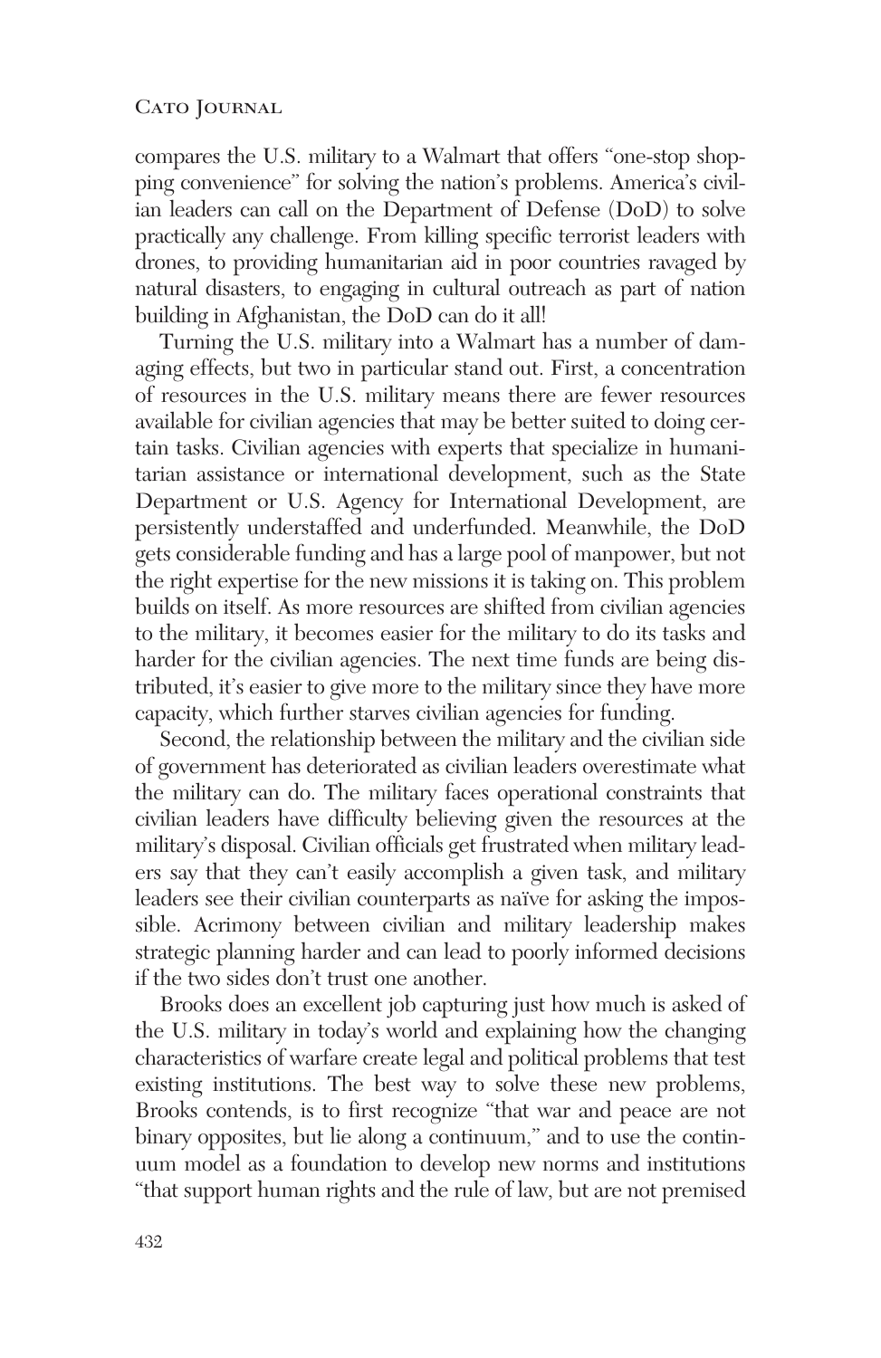compares the U.S. military to a Walmart that offers "one-stop shopping convenience" for solving the nation's problems. America's civilian leaders can call on the Department of Defense (DoD) to solve practically any challenge. From killing specific terrorist leaders with drones, to providing humanitarian aid in poor countries ravaged by natural disasters, to engaging in cultural outreach as part of nation building in Afghanistan, the DoD can do it all!

Turning the U.S. military into a Walmart has a number of damaging effects, but two in particular stand out. First, a concentration of resources in the U.S. military means there are fewer resources available for civilian agencies that may be better suited to doing certain tasks. Civilian agencies with experts that specialize in humanitarian assistance or international development, such as the State Department or U.S. Agency for International Development, are persistently understaffed and underfunded. Meanwhile, the DoD gets considerable funding and has a large pool of manpower, but not the right expertise for the new missions it is taking on. This problem builds on itself. As more resources are shifted from civilian agencies to the military, it becomes easier for the military to do its tasks and harder for the civilian agencies. The next time funds are being distributed, it's easier to give more to the military since they have more capacity, which further starves civilian agencies for funding.

Second, the relationship between the military and the civilian side of government has deteriorated as civilian leaders overestimate what the military can do. The military faces operational constraints that civilian leaders have difficulty believing given the resources at the military's disposal. Civilian officials get frustrated when military leaders say that they can't easily accomplish a given task, and military leaders see their civilian counterparts as naïve for asking the impossible. Acrimony between civilian and military leadership makes strategic planning harder and can lead to poorly informed decisions if the two sides don't trust one another.

Brooks does an excellent job capturing just how much is asked of the U.S. military in today's world and explaining how the changing characteristics of warfare create legal and political problems that test existing institutions. The best way to solve these new problems, Brooks contends, is to first recognize "that war and peace are not binary opposites, but lie along a continuum," and to use the continuum model as a foundation to develop new norms and institutions "that support human rights and the rule of law, but are not premised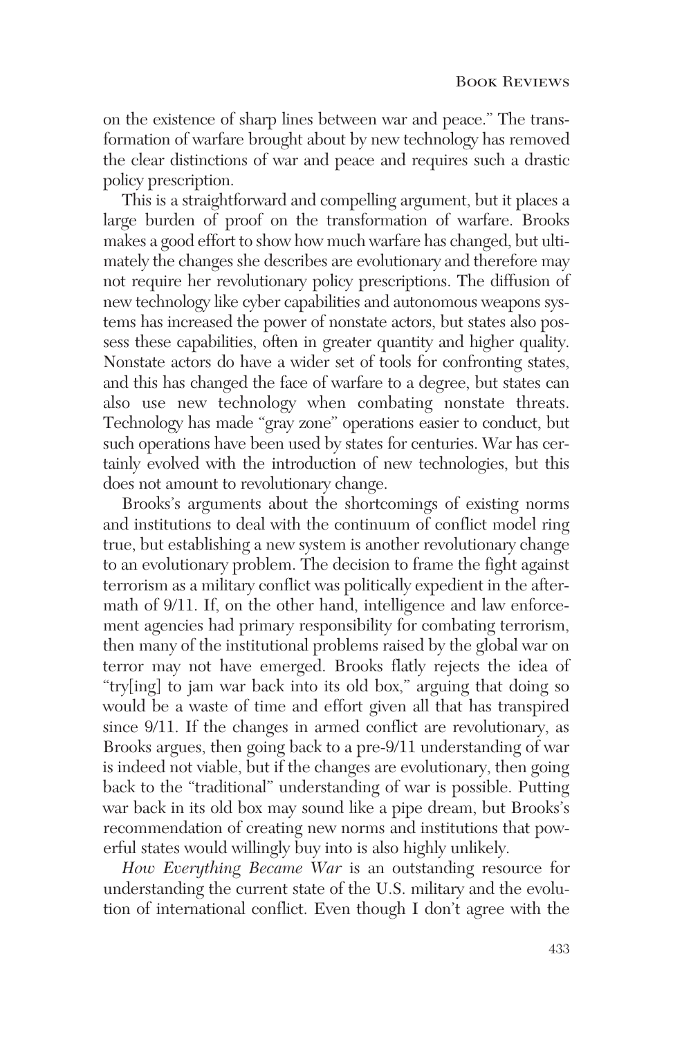on the existence of sharp lines between war and peace." The transformation of warfare brought about by new technology has removed the clear distinctions of war and peace and requires such a drastic policy prescription.

This is a straightforward and compelling argument, but it places a large burden of proof on the transformation of warfare. Brooks makes a good effort to show how much warfare has changed, but ultimately the changes she describes are evolutionary and therefore may not require her revolutionary policy prescriptions. The diffusion of new technology like cyber capabilities and autonomous weapons systems has increased the power of nonstate actors, but states also possess these capabilities, often in greater quantity and higher quality. Nonstate actors do have a wider set of tools for confronting states, and this has changed the face of warfare to a degree, but states can also use new technology when combating nonstate threats. Technology has made "gray zone" operations easier to conduct, but such operations have been used by states for centuries. War has certainly evolved with the introduction of new technologies, but this does not amount to revolutionary change.

Brooks's arguments about the shortcomings of existing norms and institutions to deal with the continuum of conflict model ring true, but establishing a new system is another revolutionary change to an evolutionary problem. The decision to frame the fight against terrorism as a military conflict was politically expedient in the aftermath of 9/11. If, on the other hand, intelligence and law enforcement agencies had primary responsibility for combating terrorism, then many of the institutional problems raised by the global war on terror may not have emerged. Brooks flatly rejects the idea of "try[ing] to jam war back into its old box," arguing that doing so would be a waste of time and effort given all that has transpired since 9/11. If the changes in armed conflict are revolutionary, as Brooks argues, then going back to a pre-9/11 understanding of war is indeed not viable, but if the changes are evolutionary, then going back to the "traditional" understanding of war is possible. Putting war back in its old box may sound like a pipe dream, but Brooks's recommendation of creating new norms and institutions that powerful states would willingly buy into is also highly unlikely.

*How Everything Became War* is an outstanding resource for understanding the current state of the U.S. military and the evolution of international conflict. Even though I don't agree with the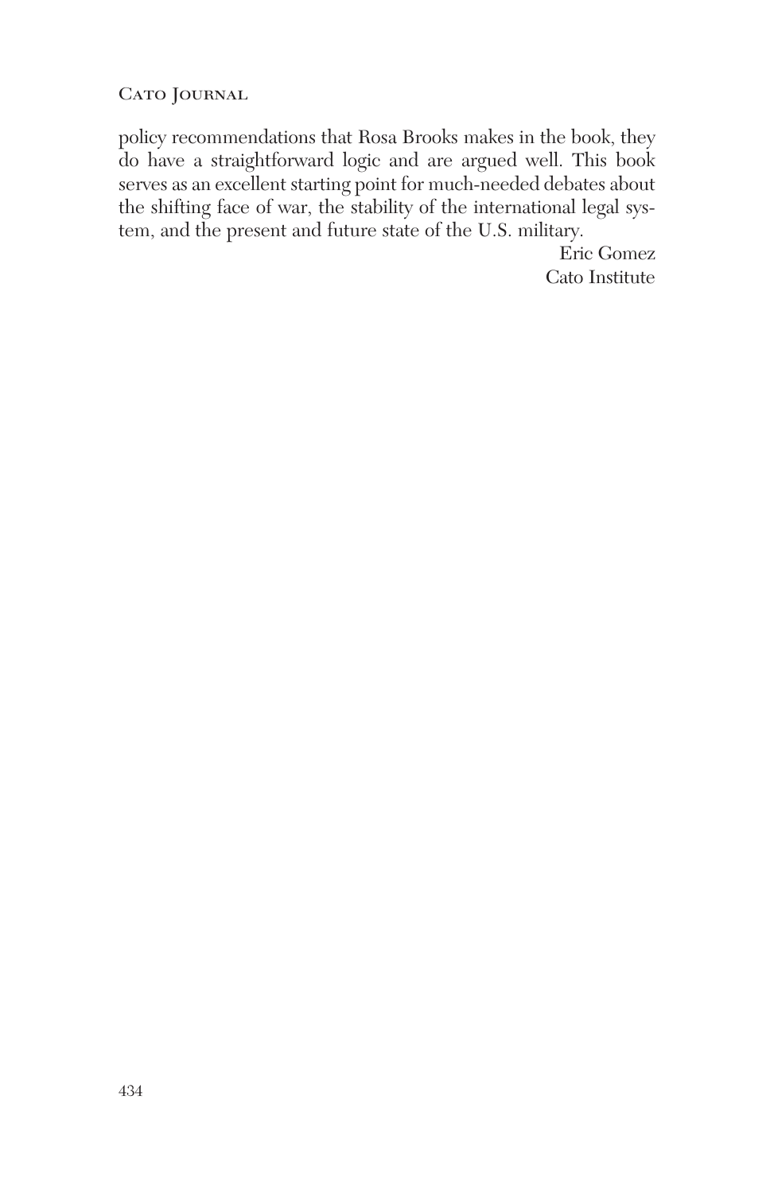policy recommendations that Rosa Brooks makes in the book, they do have a straightforward logic and are argued well. This book serves as an excellent starting point for much-needed debates about the shifting face of war, the stability of the international legal system, and the present and future state of the U.S. military.

Eric Gomez
Cato Institute